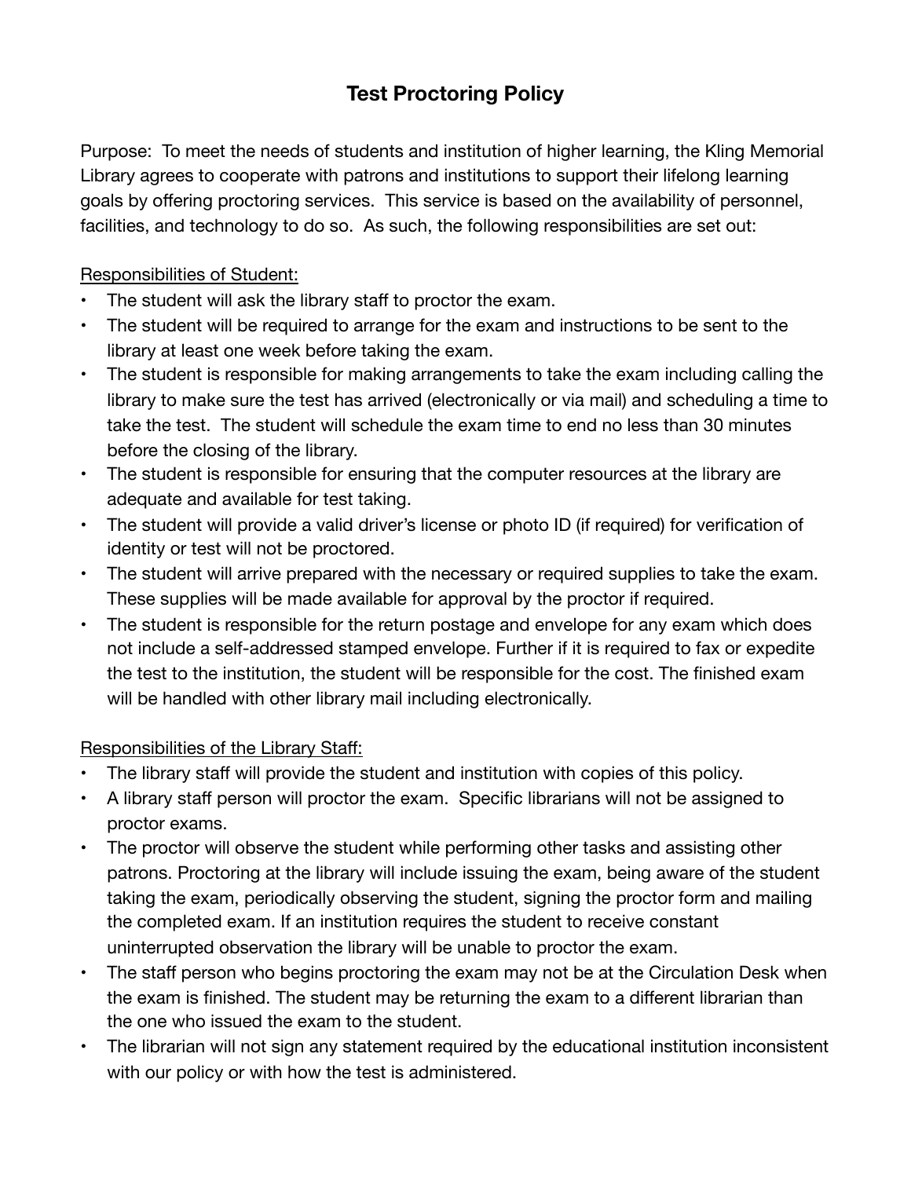# Test Proctoring Policy

Purpose: To meet the needs of students and institution of higher learning, the Kling Memorial Library agrees to cooperate with patrons and institutions to support their lifelong learning goals by offering proctoring services. This service is based on the availability of personnel, facilities, and technology to do so. As such, the following responsibilities are set out:

<u>Responsibilities of Student:</u>

- The student will ask the library staff to proctor the exam.
- The student will be required to arrange for the exam and instructions to be sent to the library at least one week before taking the exam.
- The student is responsible for making arrangements to take the exam including calling the library to make sure the test has arrived (electronically or via mail) and scheduling a time to take the test. The student will schedule the exam time to end no less than 30 minutes before the closing of the library.
- The student is responsible for ensuring that the computer resources at the library are adequate and available for test taking.
- The student will provide a valid driver's license or photo ID (if required) for verification of identity or test will not be proctored.
- The student will arrive prepared with the necessary or required supplies to take the exam. These supplies will be made available for approval by the proctor if required.
- The student is responsible for the return postage and envelope for any exam which does not include a self-addressed stamped envelope. Further if it is required to fax or expedite the test to the institution, the student will be responsible for the cost. The finished exam will be handled with other library mail including electronically.

<u>Responsibilities of the Library Staff:</u>

- The library staff will provide the student and institution with copies of this policy.
- A library staff person will proctor the exam. Specific librarians will not be assigned to proctor exams.
- The proctor will observe the student while performing other tasks and assisting other patrons. Proctoring at the library will include issuing the exam, being aware of the student taking the exam, periodically observing the student, signing the proctor form and mailing the completed exam. If an institution requires the student to receive constant uninterrupted observation the library will be unable to proctor the exam.
- The staff person who begins proctoring the exam may not be at the Circulation Desk when the exam is finished. The student may be returning the exam to a different librarian than the one who issued the exam to the student.
- The librarian will not sign any statement required by the educational institution inconsistent with our policy or with how the test is administered.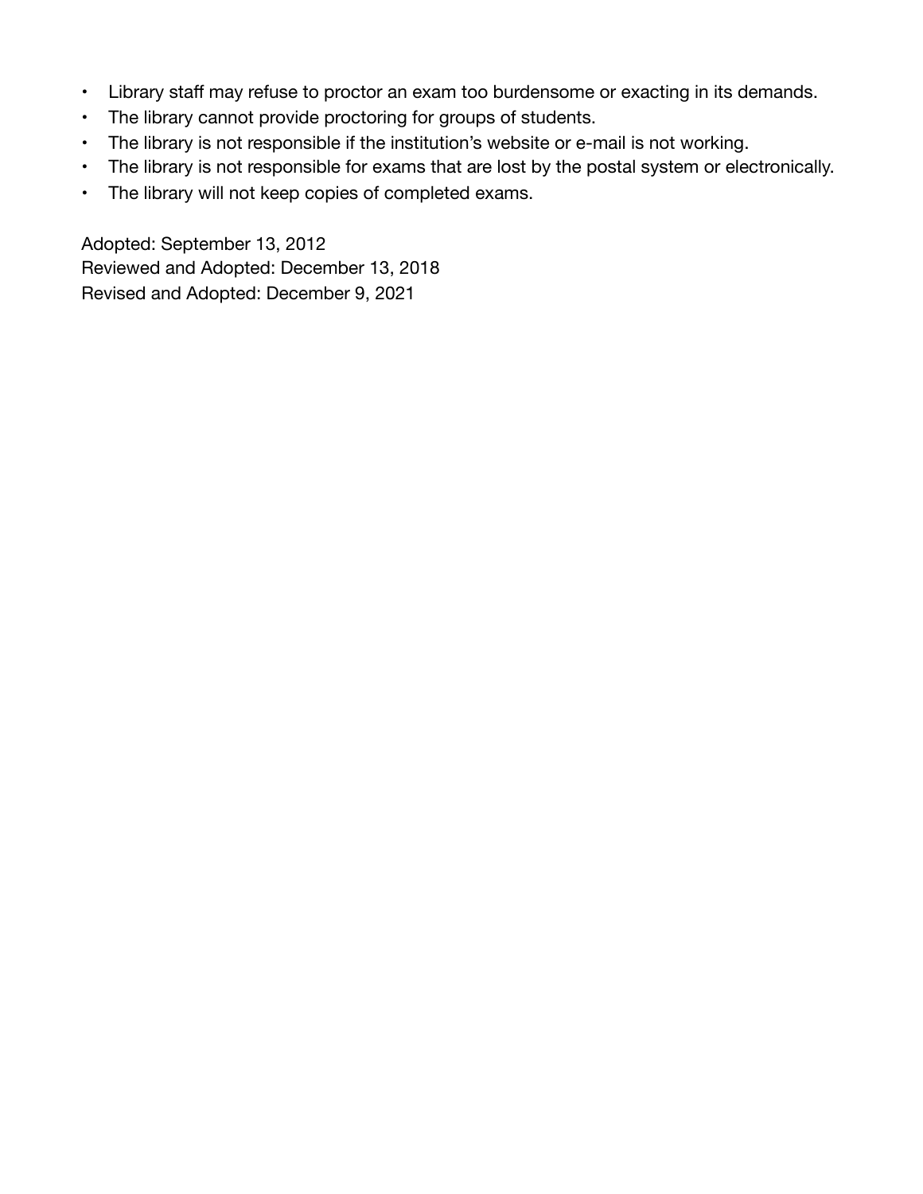- Library staff may refuse to proctor an exam too burdensome or exacting in its demands.
- The library cannot provide proctoring for groups of students.
- The library is not responsible if the institution's website or e-mail is not working.
- The library is not responsible for exams that are lost by the postal system or electronically.
- The library will not keep copies of completed exams.

Adopted: September 13, 2012
Reviewed and Adopted: December 13, 2018
Revised and Adopted: December 9, 2021